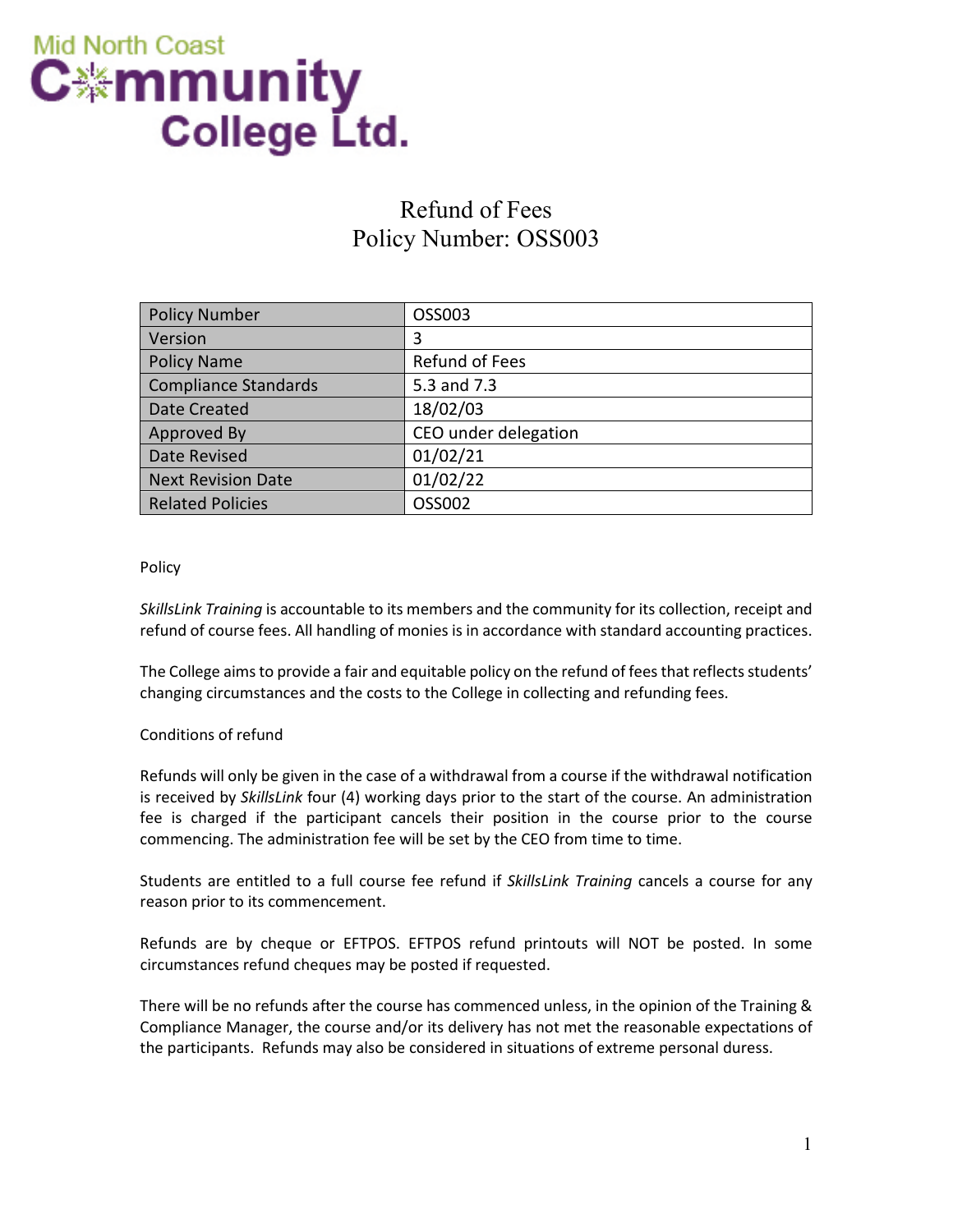Mid North Coast Community College Ltd.

# Refund of Fees
# Policy Number: OSS003

| Policy Number | OSS003 |
|---|---|
| Version | 3 |
| Policy Name | Refund of Fees |
| Compliance Standards | 5.3 and 7.3 |
| Date Created | 18/02/03 |
| Approved By | CEO under delegation |
| Date Revised | 01/02/21 |
| Next Revision Date | 01/02/22 |
| Related Policies | OSS002 |

Policy

*SkillsLink Training* is accountable to its members and the community for its collection, receipt and refund of course fees. All handling of monies is in accordance with standard accounting practices.

The College aims to provide a fair and equitable policy on the refund of fees that reflects students' changing circumstances and the costs to the College in collecting and refunding fees.

Conditions of refund

Refunds will only be given in the case of a withdrawal from a course if the withdrawal notification is received by *SkillsLink* four (4) working days prior to the start of the course. An administration fee is charged if the participant cancels their position in the course prior to the course commencing. The administration fee will be set by the CEO from time to time.

Students are entitled to a full course fee refund if *SkillsLink Training* cancels a course for any reason prior to its commencement.

Refunds are by cheque or EFTPOS. EFTPOS refund printouts will NOT be posted. In some circumstances refund cheques may be posted if requested.

There will be no refunds after the course has commenced unless, in the opinion of the Training & Compliance Manager, the course and/or its delivery has not met the reasonable expectations of the participants. Refunds may also be considered in situations of extreme personal duress.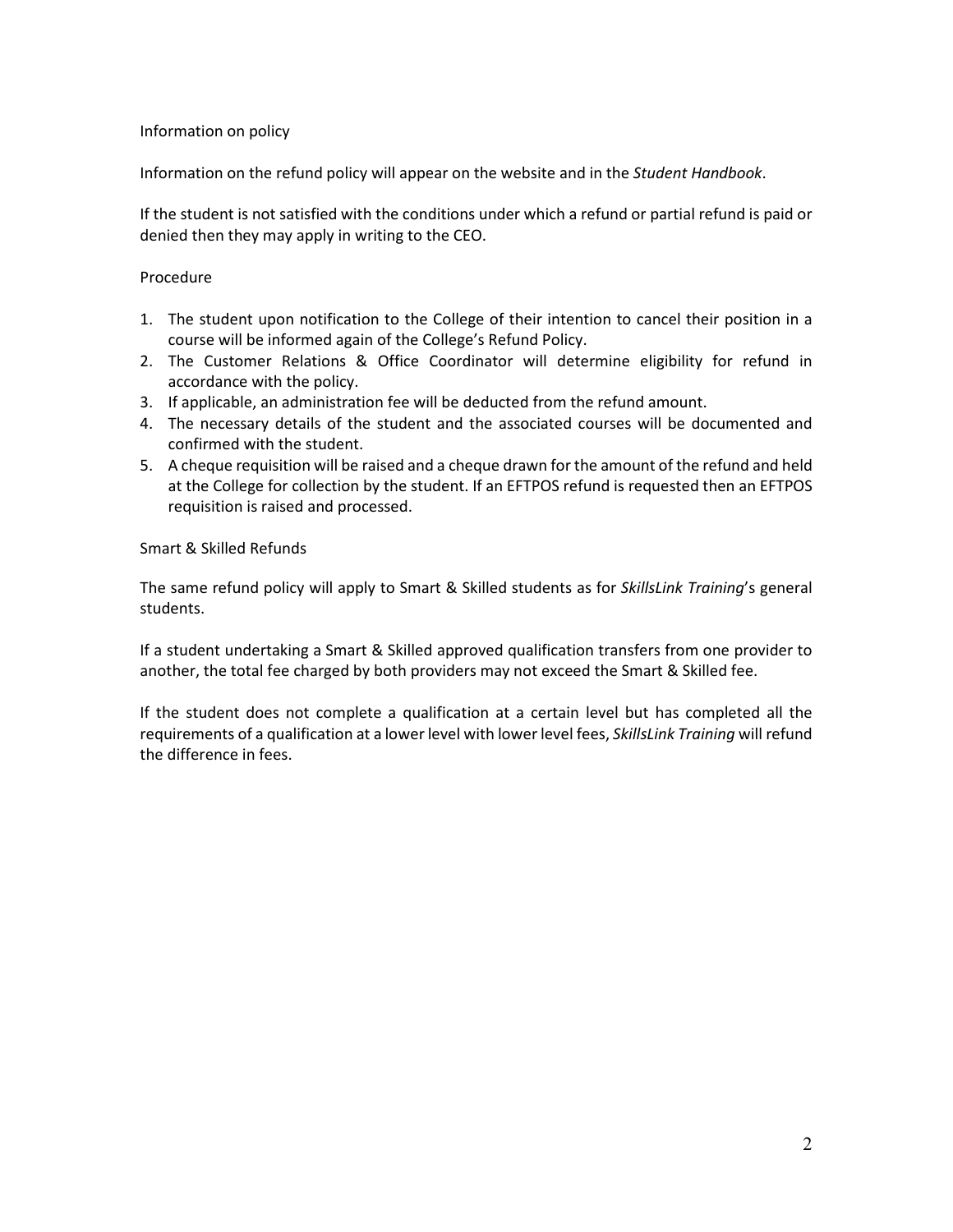Information on policy

Information on the refund policy will appear on the website and in the *Student Handbook*.

If the student is not satisfied with the conditions under which a refund or partial refund is paid or denied then they may apply in writing to the CEO.

Procedure

1. The student upon notification to the College of their intention to cancel their position in a course will be informed again of the College's Refund Policy.
2. The Customer Relations & Office Coordinator will determine eligibility for refund in accordance with the policy.
3. If applicable, an administration fee will be deducted from the refund amount.
4. The necessary details of the student and the associated courses will be documented and confirmed with the student.
5. A cheque requisition will be raised and a cheque drawn for the amount of the refund and held at the College for collection by the student. If an EFTPOS refund is requested then an EFTPOS requisition is raised and processed.

Smart & Skilled Refunds

The same refund policy will apply to Smart & Skilled students as for *SkillsLink Training*'s general students.

If a student undertaking a Smart & Skilled approved qualification transfers from one provider to another, the total fee charged by both providers may not exceed the Smart & Skilled fee.

If the student does not complete a qualification at a certain level but has completed all the requirements of a qualification at a lower level with lower level fees, *SkillsLink Training* will refund the difference in fees.